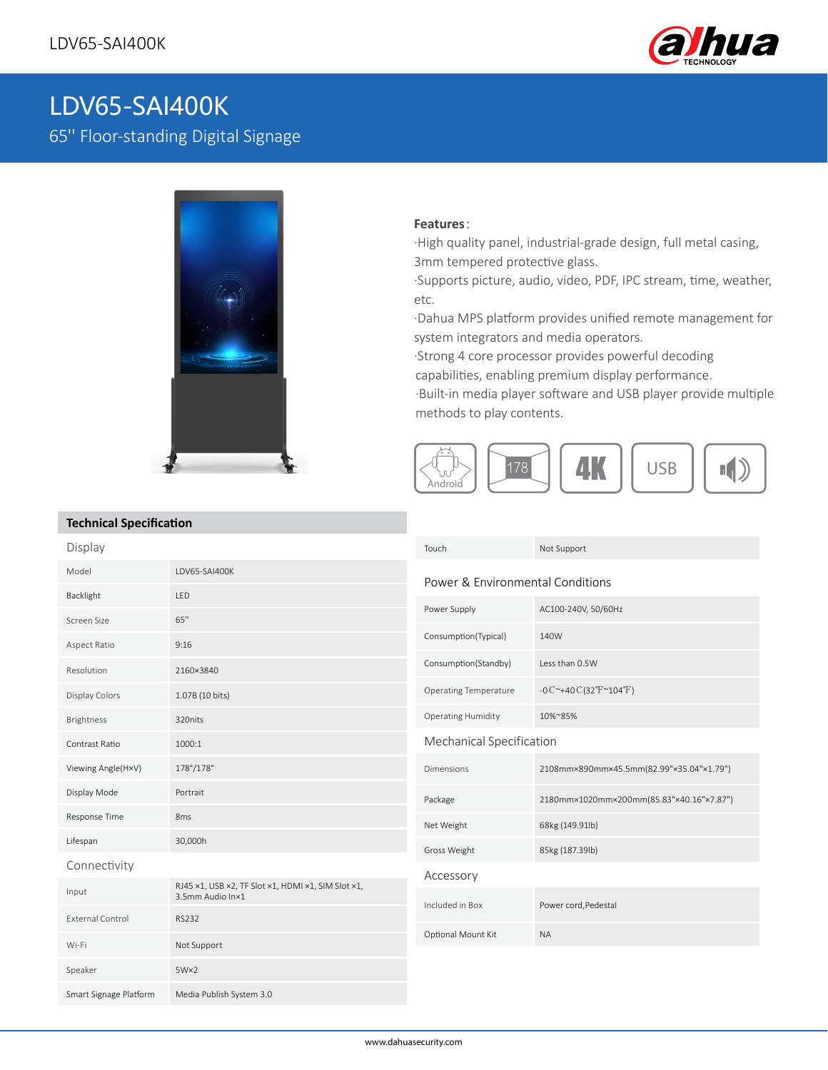# LDV65-SAI400K

## 65'' Floor-standing Digital Signage

**Features**:

·High quality panel, industrial-grade design, full metal casing, 3mm tempered protective glass.
·Supports picture, audio, video, PDF, IPC stream, time, weather, etc.
·Dahua MPS platform provides unified remote management for system integrators and media operators.
·Strong 4 core processor provides powerful decoding capabilities, enabling premium display performance.
·Built-in media player software and USB player provide multiple methods to play contents.

Android | 178 | 4K | USB

## Technical Specification

### Display

| | |
|---|---|
| Model | LDV65-SAI400K |
| Backlight | LED |
| Screen Size | 65'' |
| Aspect Ratio | 9:16 |
| Resolution | 2160×3840 |
| Display Colors | 1.07B (10 bits) |
| Brightness | 320nits |
| Contrast Ratio | 1000:1 |
| Viewing Angle(H×V) | 178°/178° |
| Display Mode | Portrait |
| Response Time | 8ms |
| Lifespan | 30,000h |

### Connectivity

| | |
|---|---|
| Input | RJ45 ×1, USB ×2, TF Slot ×1, HDMI ×1, SIM Slot ×1, 3.5mm Audio In×1 |
| External Control | RS232 |
| Wi-Fi | Not Support |
| Speaker | 5W×2 |
| Smart Signage Platform | Media Publish System 3.0 |
| Touch | Not Support |

### Power & Environmental Conditions

| | |
|---|---|
| Power Supply | AC100-240V, 50/60Hz |
| Consumption(Typical) | 140W |
| Consumption(Standby) | Less than 0.5W |
| Operating Temperature | -0℃~+40℃(32℉~104℉) |
| Operating Humidity | 10%~85% |

### Mechanical Specification

| | |
|---|---|
| Dimensions | 2108mm×890mm×45.5mm(82.99"×35.04"×1.79") |
| Package | 2180mm×1020mm×200mm(85.83"×40.16"×7.87") |
| Net Weight | 68kg (149.91lb) |
| Gross Weight | 85kg (187.39lb) |

### Accessory

| | |
|---|---|
| Included in Box | Power cord,Pedestal |
| Optional Mount Kit | NA |

www.dahuasecurity.com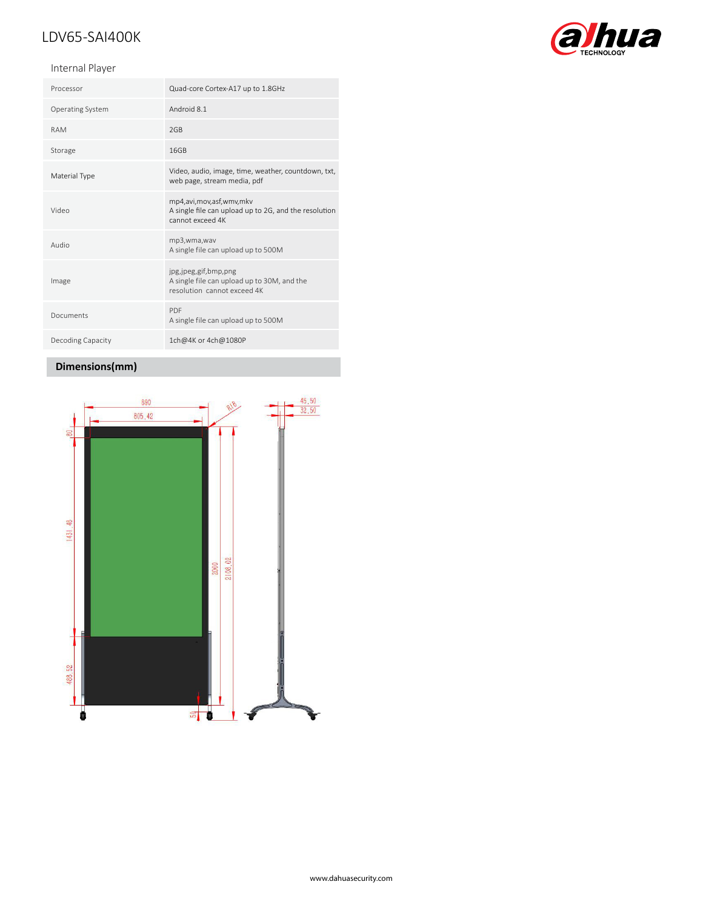## Internal Player

| | |
|---|---|
| Processor | Quad-core Cortex-A17 up to 1.8GHz |
| Operating System | Android 8.1 |
| RAM | 2GB |
| Storage | 16GB |
| Material Type | Video, audio, image, time, weather, countdown, txt, web page, stream media, pdf |
| Video | mp4,avi,mov,asf,wmv,mkv<br>A single file can upload up to 2G, and the resolution cannot exceed 4K |
| Audio | mp3,wma,wav<br>A single file can upload up to 500M |
| Image | jpg,jpeg,gif,bmp,png<br>A single file can upload up to 30M, and the resolution cannot exceed 4K |
| Documents | PDF<br>A single file can upload up to 500M |
| Decoding Capacity | 1ch@4K or 4ch@1080P |

## Dimensions(mm)

890
805.42
R18
45.50
32.50
80
1431.48
2000
2108.02
488.52
50